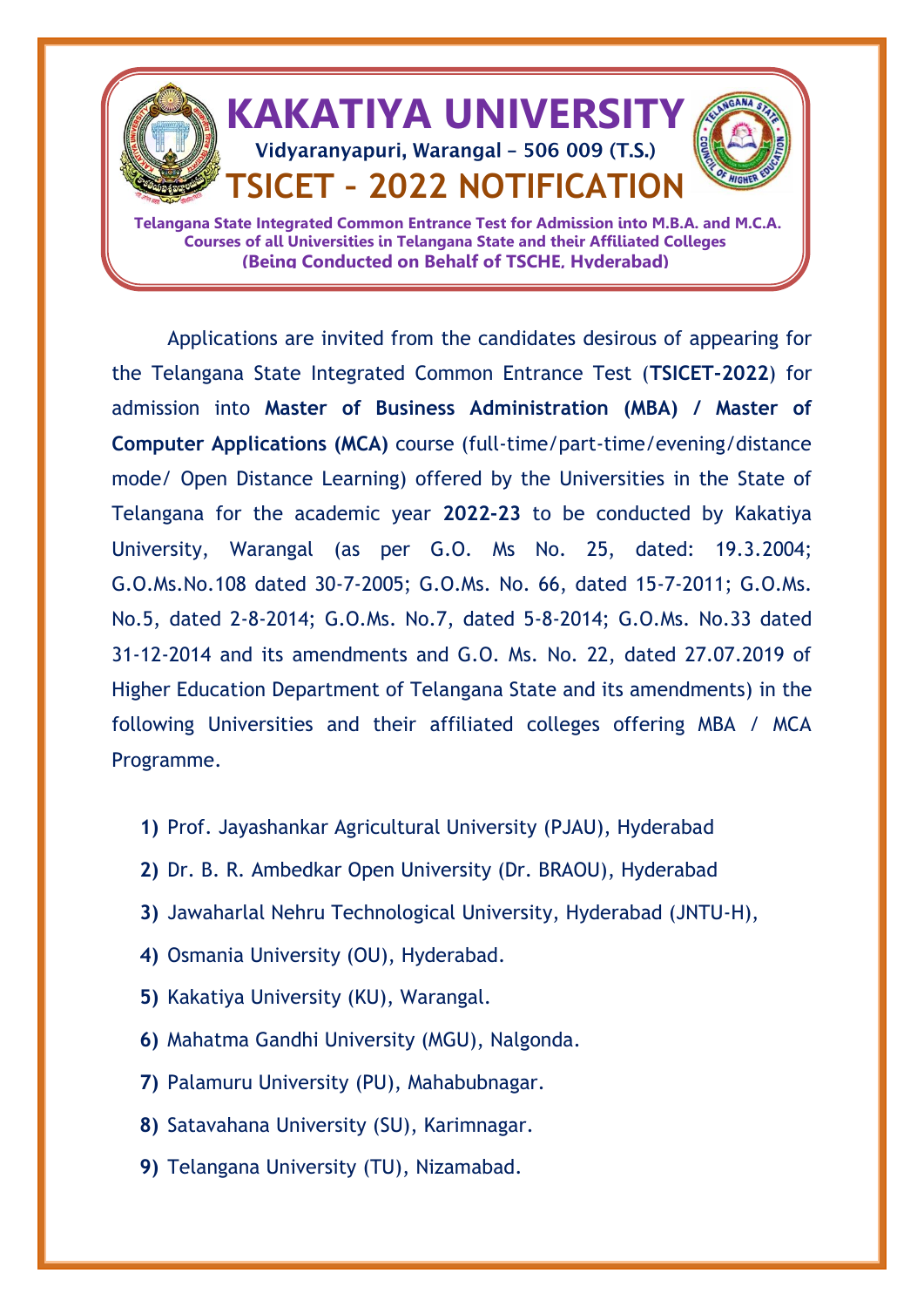# KAKATIYA UNIVERSITY

**Vidyaranyapuri, Warangal – 506 009 (T.S.)**

# TSICET – 2022 NOTIFICATION

**Telangana State Integrated Common Entrance Test for Admission into M.B.A. and M.C.A. Courses of all Universities in Telangana State and their Affiliated Colleges**

**(Being Conducted on Behalf of TSCHE, Hyderabad)**

Applications are invited from the candidates desirous of appearing for the Telangana State Integrated Common Entrance Test (**TSICET-2022**) for admission into **Master of Business Administration (MBA) / Master of Computer Applications (MCA)** course (full-time/part-time/evening/distance mode/ Open Distance Learning) offered by the Universities in the State of Telangana for the academic year **2022-23** to be conducted by Kakatiya University, Warangal (as per G.O. Ms No. 25, dated: 19.3.2004; G.O.Ms.No.108 dated 30-7-2005; G.O.Ms. No. 66, dated 15-7-2011; G.O.Ms. No.5, dated 2-8-2014; G.O.Ms. No.7, dated 5-8-2014; G.O.Ms. No.33 dated 31-12-2014 and its amendments and G.O. Ms. No. 22, dated 27.07.2019 of Higher Education Department of Telangana State and its amendments) in the following Universities and their affiliated colleges offering MBA / MCA Programme.

**1)** Prof. Jayashankar Agricultural University (PJAU), Hyderabad

**2)** Dr. B. R. Ambedkar Open University (Dr. BRAOU), Hyderabad

**3)** Jawaharlal Nehru Technological University, Hyderabad (JNTU-H),

**4)** Osmania University (OU), Hyderabad.

**5)** Kakatiya University (KU), Warangal.

**6)** Mahatma Gandhi University (MGU), Nalgonda.

**7)** Palamuru University (PU), Mahabubnagar.

**8)** Satavahana University (SU), Karimnagar.

**9)** Telangana University (TU), Nizamabad.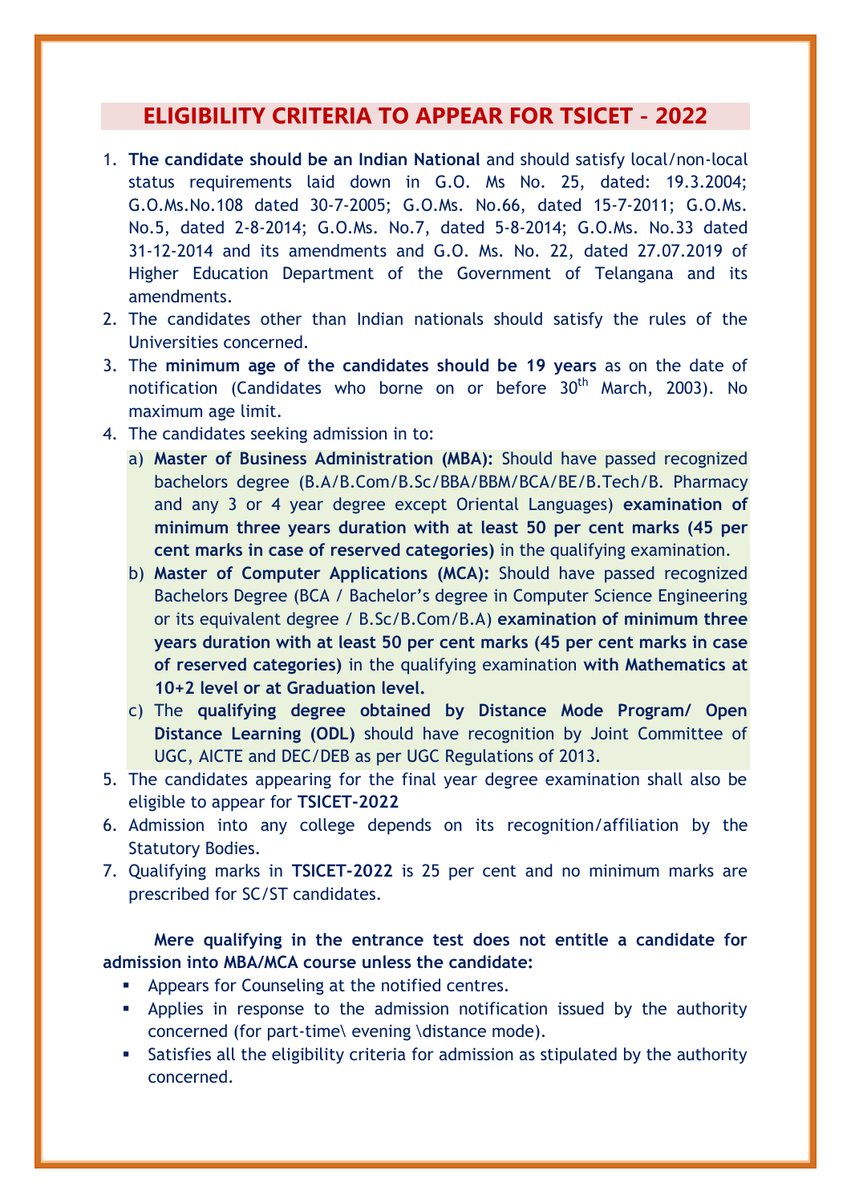## ELIGIBILITY CRITERIA TO APPEAR FOR TSICET - 2022

1. **The candidate should be an Indian National** and should satisfy local/non-local status requirements laid down in G.O. Ms No. 25, dated: 19.3.2004; G.O.Ms.No.108 dated 30-7-2005; G.O.Ms. No.66, dated 15-7-2011; G.O.Ms. No.5, dated 2-8-2014; G.O.Ms. No.7, dated 5-8-2014; G.O.Ms. No.33 dated 31-12-2014 and its amendments and G.O. Ms. No. 22, dated 27.07.2019 of Higher Education Department of the Government of Telangana and its amendments.
2. The candidates other than Indian nationals should satisfy the rules of the Universities concerned.
3. The **minimum age of the candidates should be 19 years** as on the date of notification (Candidates who borne on or before 30th March, 2003). No maximum age limit.
4. The candidates seeking admission in to:
   a) **Master of Business Administration (MBA):** Should have passed recognized bachelors degree (B.A/B.Com/B.Sc/BBA/BBM/BCA/BE/B.Tech/B. Pharmacy and any 3 or 4 year degree except Oriental Languages) **examination of minimum three years duration with at least 50 per cent marks (45 per cent marks in case of reserved categories)** in the qualifying examination.
   b) **Master of Computer Applications (MCA):** Should have passed recognized Bachelors Degree (BCA / Bachelor's degree in Computer Science Engineering or its equivalent degree / B.Sc/B.Com/B.A) **examination of minimum three years duration with at least 50 per cent marks (45 per cent marks in case of reserved categories)** in the qualifying examination **with Mathematics at 10+2 level or at Graduation level.**
   c) The **qualifying degree obtained by Distance Mode Program/ Open Distance Learning (ODL)** should have recognition by Joint Committee of UGC, AICTE and DEC/DEB as per UGC Regulations of 2013.
5. The candidates appearing for the final year degree examination shall also be eligible to appear for **TSICET-2022**
6. Admission into any college depends on its recognition/affiliation by the Statutory Bodies.
7. Qualifying marks in **TSICET-2022** is 25 per cent and no minimum marks are prescribed for SC/ST candidates.

**Mere qualifying in the entrance test does not entitle a candidate for admission into MBA/MCA course unless the candidate:**

- Appears for Counseling at the notified centres.
- Applies in response to the admission notification issued by the authority concerned (for part-time\ evening \distance mode).
- Satisfies all the eligibility criteria for admission as stipulated by the authority concerned.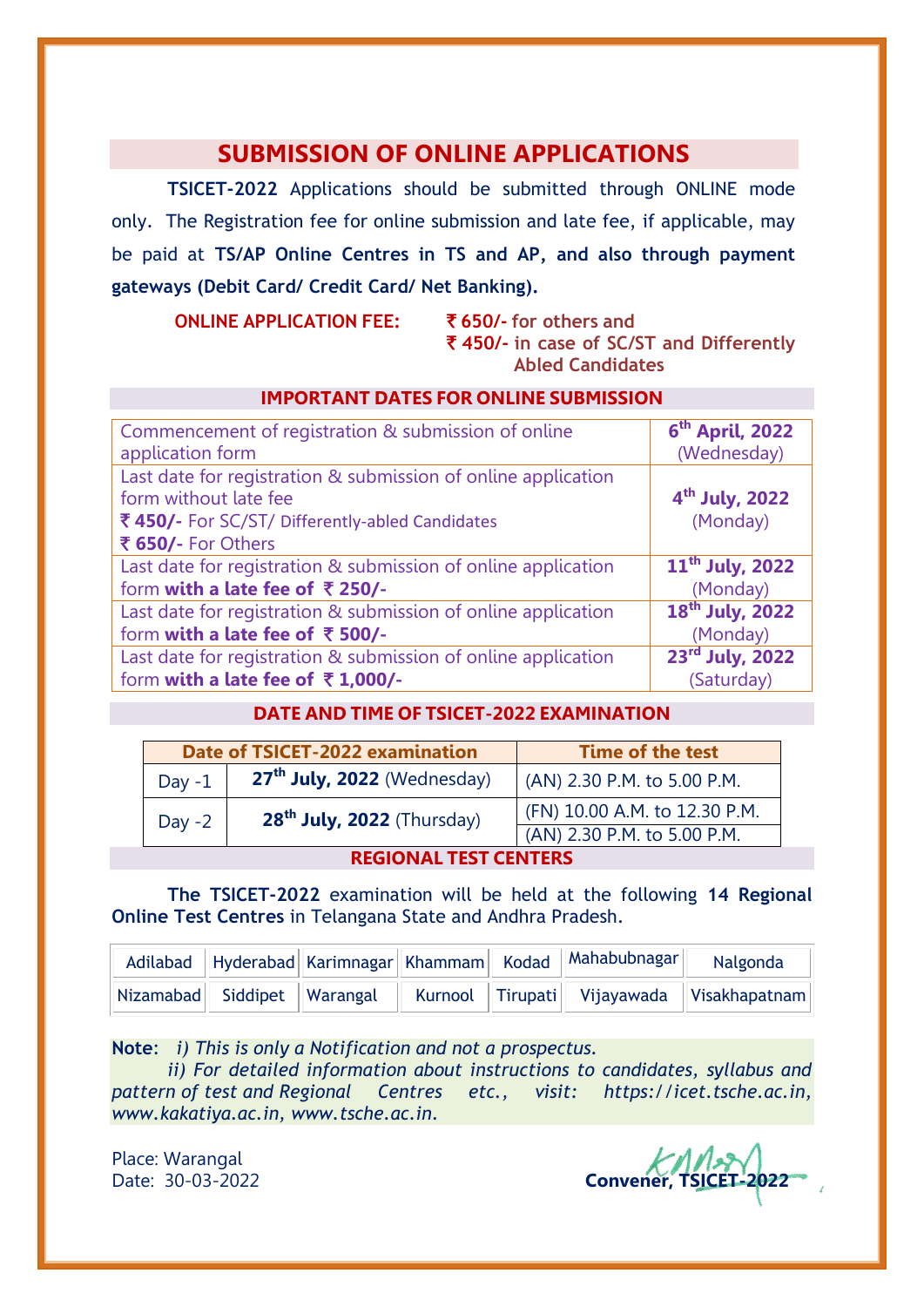## SUBMISSION OF ONLINE APPLICATIONS

**TSICET-2022** Applications should be submitted through ONLINE mode only. The Registration fee for online submission and late fee, if applicable, may be paid at **TS/AP Online Centres in TS and AP, and also through payment gateways (Debit Card/ Credit Card/ Net Banking).**

**ONLINE APPLICATION FEE:** **₹ 650/-** for others and **₹ 450/-** in case of SC/ST and Differently Abled Candidates

### IMPORTANT DATES FOR ONLINE SUBMISSION

| | |
|---|---|
| Commencement of registration & submission of online application form | **6th April, 2022** (Wednesday) |
| Last date for registration & submission of online application form without late fee<br>**₹ 450/-** For SC/ST/ Differently-abled Candidates<br>**₹ 650/-** For Others | **4th July, 2022** (Monday) |
| Last date for registration & submission of online application form **with a late fee of ₹ 250/-** | **11th July, 2022** (Monday) |
| Last date for registration & submission of online application form **with a late fee of ₹ 500/-** | **18th July, 2022** (Monday) |
| Last date for registration & submission of online application form **with a late fee of ₹ 1,000/-** | **23rd July, 2022** (Saturday) |

### DATE AND TIME OF TSICET-2022 EXAMINATION

| Date of TSICET-2022 examination | | Time of the test |
|---|---|---|
| Day -1 | **27th July, 2022** (Wednesday) | (AN) 2.30 P.M. to 5.00 P.M. |
| Day -2 | **28th July, 2022** (Thursday) | (FN) 10.00 A.M. to 12.30 P.M. |
| | | (AN) 2.30 P.M. to 5.00 P.M. |

### REGIONAL TEST CENTERS

The **TSICET-2022** examination will be held at the following **14 Regional Online Test Centres** in Telangana State and Andhra Pradesh.

| | | | | | | |
|---|---|---|---|---|---|---|
| Adilabad | Hyderabad | Karimnagar | Khammam | Kodad | Mahabubnagar | Nalgonda |
| Nizamabad | Siddipet | Warangal | Kurnool | Tirupati | Vijayawada | Visakhapatnam |

**Note**: *i) This is only a Notification and not a prospectus.*
*ii) For detailed information about instructions to candidates, syllabus and pattern of test and Regional Centres etc., visit: https://icet.tsche.ac.in, www.kakatiya.ac.in, www.tsche.ac.in.*

Place: Warangal
Date: 30-03-2022

**Convener, TSICET-2022**